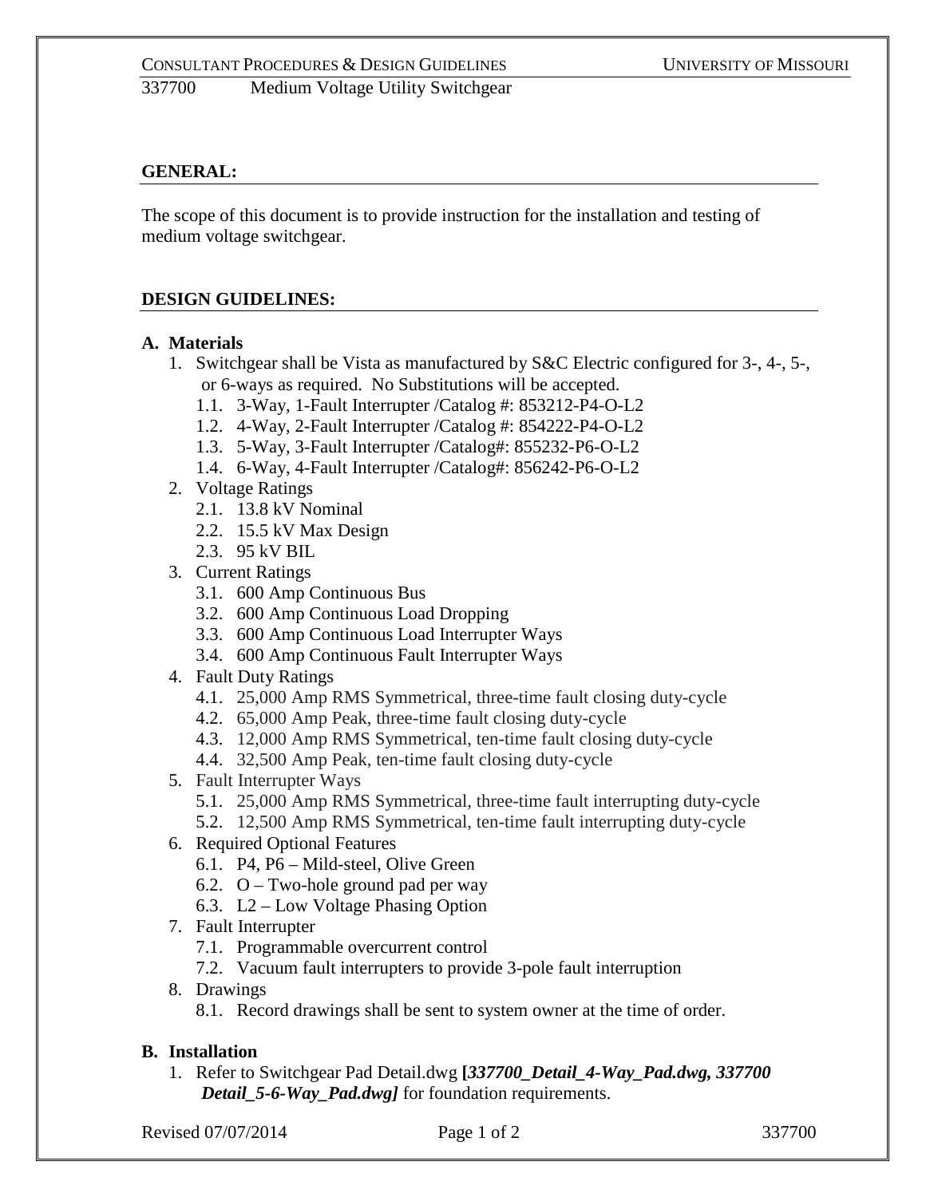## GENERAL:

The scope of this document is to provide instruction for the installation and testing of medium voltage switchgear.

## DESIGN GUIDELINES:

### A. Materials

1. Switchgear shall be Vista as manufactured by S&C Electric configured for 3-, 4-, 5-, or 6-ways as required. No Substitutions will be accepted.
    - 1.1. 3-Way, 1-Fault Interrupter /Catalog #: 853212-P4-O-L2
    - 1.2. 4-Way, 2-Fault Interrupter /Catalog #: 854222-P4-O-L2
    - 1.3. 5-Way, 3-Fault Interrupter /Catalog#: 855232-P6-O-L2
    - 1.4. 6-Way, 4-Fault Interrupter /Catalog#: 856242-P6-O-L2
2. Voltage Ratings
    - 2.1. 13.8 kV Nominal
    - 2.2. 15.5 kV Max Design
    - 2.3. 95 kV BIL
3. Current Ratings
    - 3.1. 600 Amp Continuous Bus
    - 3.2. 600 Amp Continuous Load Dropping
    - 3.3. 600 Amp Continuous Load Interrupter Ways
    - 3.4. 600 Amp Continuous Fault Interrupter Ways
4. Fault Duty Ratings
    - 4.1. 25,000 Amp RMS Symmetrical, three-time fault closing duty-cycle
    - 4.2. 65,000 Amp Peak, three-time fault closing duty-cycle
    - 4.3. 12,000 Amp RMS Symmetrical, ten-time fault closing duty-cycle
    - 4.4. 32,500 Amp Peak, ten-time fault closing duty-cycle
5. Fault Interrupter Ways
    - 5.1. 25,000 Amp RMS Symmetrical, three-time fault interrupting duty-cycle
    - 5.2. 12,500 Amp RMS Symmetrical, ten-time fault interrupting duty-cycle
6. Required Optional Features
    - 6.1. P4, P6 – Mild-steel, Olive Green
    - 6.2. O – Two-hole ground pad per way
    - 6.3. L2 – Low Voltage Phasing Option
7. Fault Interrupter
    - 7.1. Programmable overcurrent control
    - 7.2. Vacuum fault interrupters to provide 3-pole fault interruption
8. Drawings
    - 8.1. Record drawings shall be sent to system owner at the time of order.

### B. Installation

1. Refer to Switchgear Pad Detail.dwg **[*337700_Detail_4-Way_Pad.dwg, 337700 Detail_5-6-Way_Pad.dwg*]** for foundation requirements.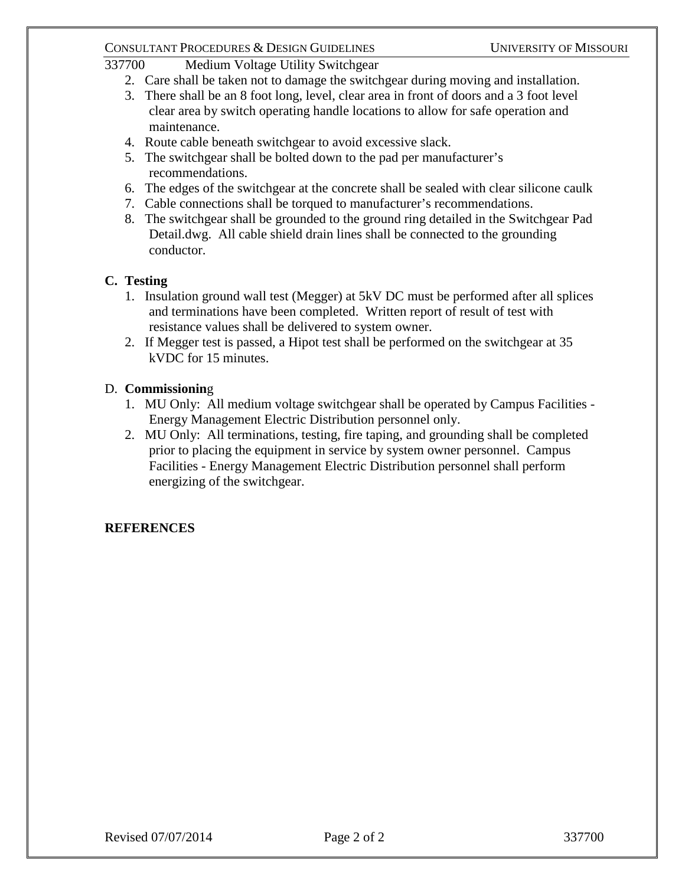2. Care shall be taken not to damage the switchgear during moving and installation.
3. There shall be an 8 foot long, level, clear area in front of doors and a 3 foot level clear area by switch operating handle locations to allow for safe operation and maintenance.
4. Route cable beneath switchgear to avoid excessive slack.
5. The switchgear shall be bolted down to the pad per manufacturer's recommendations.
6. The edges of the switchgear at the concrete shall be sealed with clear silicone caulk
7. Cable connections shall be torqued to manufacturer's recommendations.
8. The switchgear shall be grounded to the ground ring detailed in the Switchgear Pad Detail.dwg. All cable shield drain lines shall be connected to the grounding conductor.

**C. Testing**

1. Insulation ground wall test (Megger) at 5kV DC must be performed after all splices and terminations have been completed. Written report of result of test with resistance values shall be delivered to system owner.
2. If Megger test is passed, a Hipot test shall be performed on the switchgear at 35 kVDC for 15 minutes.

D. **Commissioning**

1. MU Only: All medium voltage switchgear shall be operated by Campus Facilities - Energy Management Electric Distribution personnel only.
2. MU Only: All terminations, testing, fire taping, and grounding shall be completed prior to placing the equipment in service by system owner personnel. Campus Facilities - Energy Management Electric Distribution personnel shall perform energizing of the switchgear.

**REFERENCES**